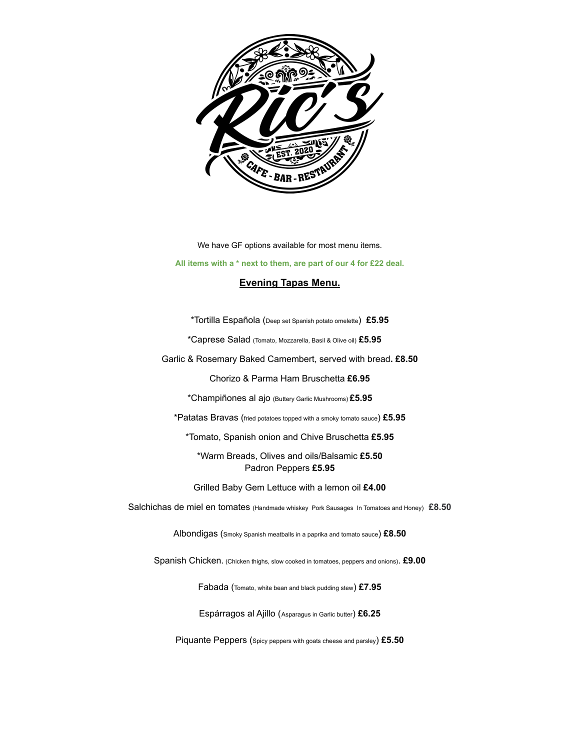Ric's

EST. 2020

CAFE - BAR - RESTAURANT

We have GF options available for most menu items.

**All items with a * next to them, are part of our 4 for £22 deal.**

## Evening Tapas Menu.

*Tortilla Española (Deep set Spanish potato omelette) **£5.95**

*Caprese Salad (Tomato, Mozzarella, Basil & Olive oil) **£5.95**

Garlic & Rosemary Baked Camembert, served with bread**. £8.50**

Chorizo & Parma Ham Bruschetta **£6.95**

*Champiñones al ajo (Buttery Garlic Mushrooms) **£5.95**

*Patatas Bravas (fried potatoes topped with a smoky tomato sauce) **£5.95**

*Tomato, Spanish onion and Chive Bruschetta **£5.95**

*Warm Breads, Olives and oils/Balsamic **£5.50**
Padron Peppers **£5.95**

Grilled Baby Gem Lettuce with a lemon oil **£4.00**

Salchichas de miel en tomates (Handmade whiskey Pork Sausages In Tomatoes and Honey) **£8.50**

Albondigas (Smoky Spanish meatballs in a paprika and tomato sauce) **£8.50**

Spanish Chicken. (Chicken thighs, slow cooked in tomatoes, peppers and onions). **£9.00**

Fabada (Tomato, white bean and black pudding stew) **£7.95**

Espárragos al Ajillo (Asparagus in Garlic butter) **£6.25**

Piquante Peppers (Spicy peppers with goats cheese and parsley) **£5.50**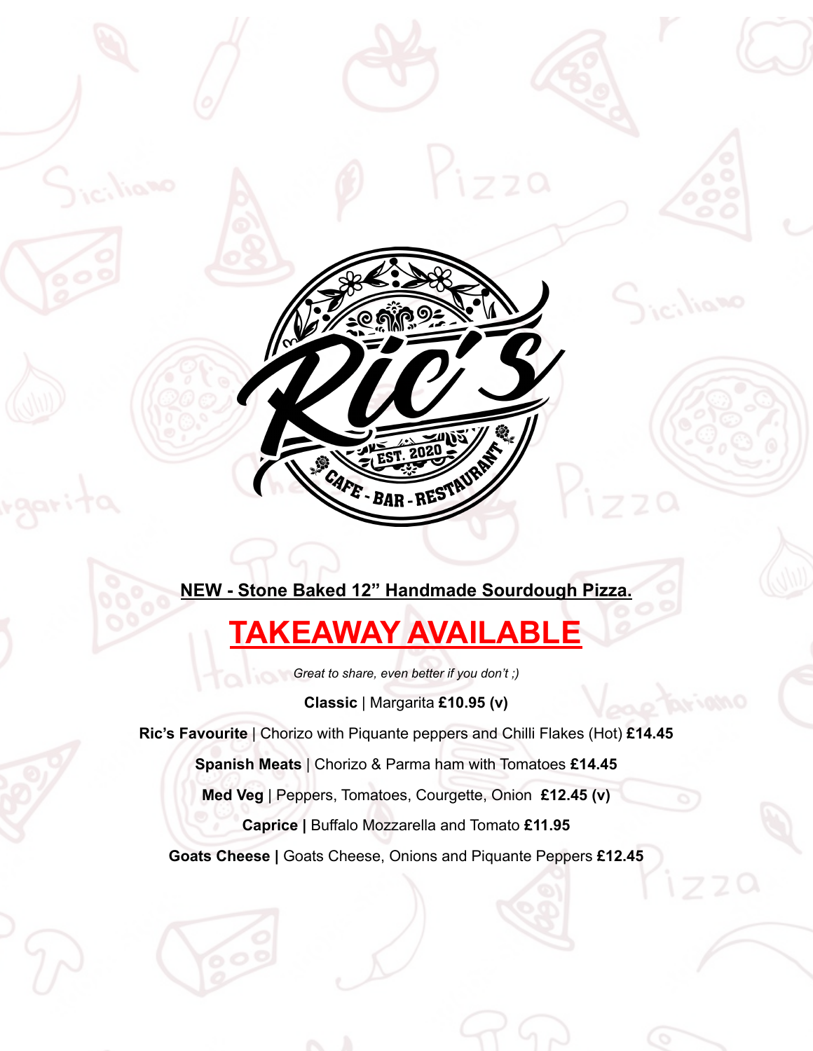**NEW - Stone Baked 12” Handmade Sourdough Pizza.**

# TAKEAWAY AVAILABLE

*Great to share, even better if you don’t ;)*

**Classic** | Margarita **£10.95 (v)**

**Ric’s Favourite** | Chorizo with Piquante peppers and Chilli Flakes (Hot) **£14.45**

**Spanish Meats** | Chorizo & Parma ham with Tomatoes **£14.45**

**Med Veg** | Peppers, Tomatoes, Courgette, Onion **£12.45 (v)**

**Caprice |** Buffalo Mozzarella and Tomato **£11.95**

**Goats Cheese |** Goats Cheese, Onions and Piquante Peppers **£12.45**